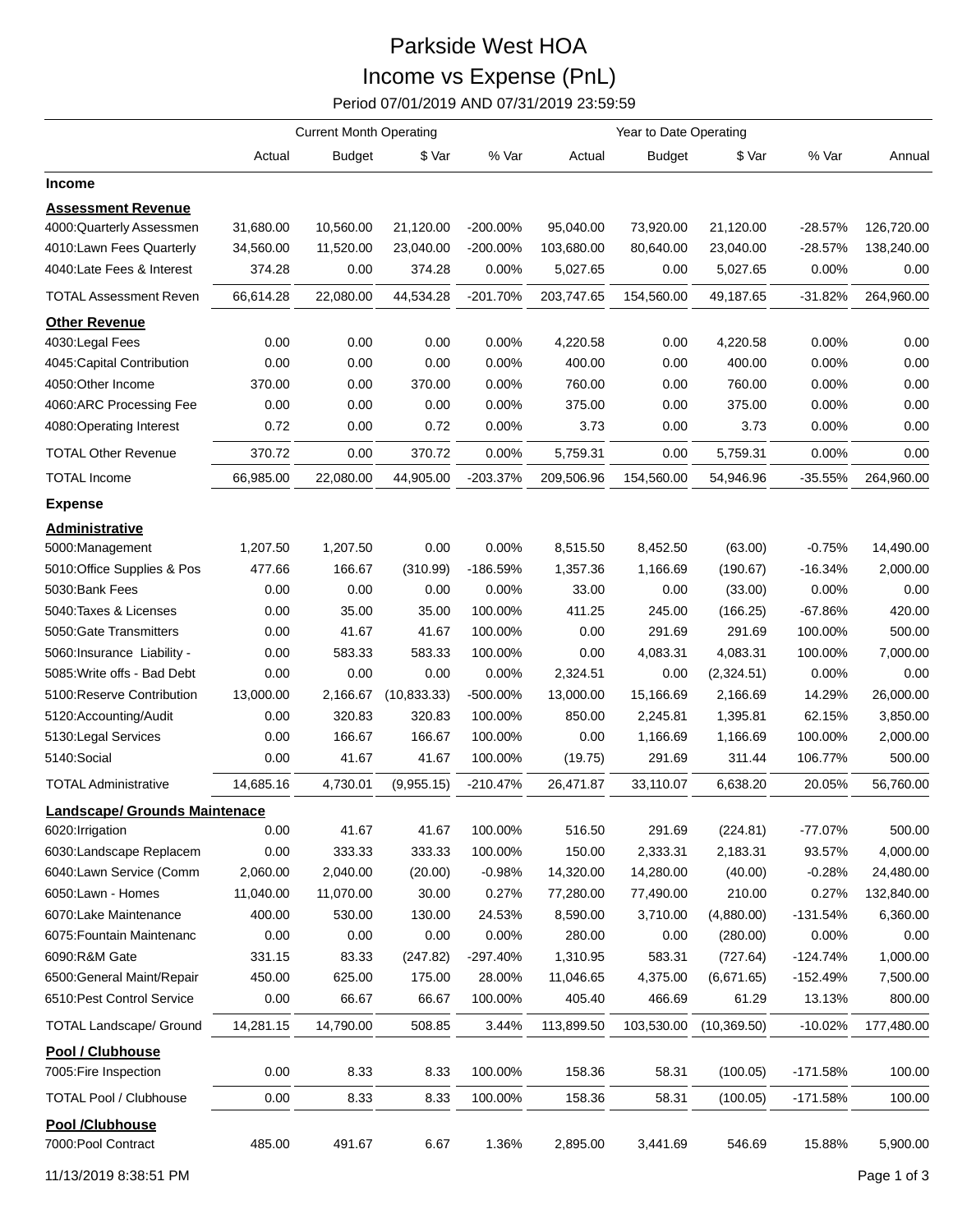# Parkside West HOA

## Income vs Expense (PnL)

Period 07/01/2019 AND 07/31/2019 23:59:59

| | Current Month Operating | | | | Year to Date Operating | | | | |
|---|---|---|---|---|---|---|---|---|---|
| | Actual | Budget | $ Var | % Var | Actual | Budget | $ Var | % Var | Annual |
| **Income** | | | | | | | | | |
| **Assessment Revenue** | | | | | | | | | |
| 4000:Quarterly Assessmen | 31,680.00 | 10,560.00 | 21,120.00 | -200.00% | 95,040.00 | 73,920.00 | 21,120.00 | -28.57% | 126,720.00 |
| 4010:Lawn Fees Quarterly | 34,560.00 | 11,520.00 | 23,040.00 | -200.00% | 103,680.00 | 80,640.00 | 23,040.00 | -28.57% | 138,240.00 |
| 4040:Late Fees & Interest | 374.28 | 0.00 | 374.28 | 0.00% | 5,027.65 | 0.00 | 5,027.65 | 0.00% | 0.00 |
| TOTAL Assessment Reven | 66,614.28 | 22,080.00 | 44,534.28 | -201.70% | 203,747.65 | 154,560.00 | 49,187.65 | -31.82% | 264,960.00 |
| **Other Revenue** | | | | | | | | | |
| 4030:Legal Fees | 0.00 | 0.00 | 0.00 | 0.00% | 4,220.58 | 0.00 | 4,220.58 | 0.00% | 0.00 |
| 4045:Capital Contribution | 0.00 | 0.00 | 0.00 | 0.00% | 400.00 | 0.00 | 400.00 | 0.00% | 0.00 |
| 4050:Other Income | 370.00 | 0.00 | 370.00 | 0.00% | 760.00 | 0.00 | 760.00 | 0.00% | 0.00 |
| 4060:ARC Processing Fee | 0.00 | 0.00 | 0.00 | 0.00% | 375.00 | 0.00 | 375.00 | 0.00% | 0.00 |
| 4080:Operating Interest | 0.72 | 0.00 | 0.72 | 0.00% | 3.73 | 0.00 | 3.73 | 0.00% | 0.00 |
| TOTAL Other Revenue | 370.72 | 0.00 | 370.72 | 0.00% | 5,759.31 | 0.00 | 5,759.31 | 0.00% | 0.00 |
| TOTAL Income | 66,985.00 | 22,080.00 | 44,905.00 | -203.37% | 209,506.96 | 154,560.00 | 54,946.96 | -35.55% | 264,960.00 |
| **Expense** | | | | | | | | | |
| **Administrative** | | | | | | | | | |
| 5000:Management | 1,207.50 | 1,207.50 | 0.00 | 0.00% | 8,515.50 | 8,452.50 | (63.00) | -0.75% | 14,490.00 |
| 5010:Office Supplies & Pos | 477.66 | 166.67 | (310.99) | -186.59% | 1,357.36 | 1,166.69 | (190.67) | -16.34% | 2,000.00 |
| 5030:Bank Fees | 0.00 | 0.00 | 0.00 | 0.00% | 33.00 | 0.00 | (33.00) | 0.00% | 0.00 |
| 5040:Taxes & Licenses | 0.00 | 35.00 | 35.00 | 100.00% | 411.25 | 245.00 | (166.25) | -67.86% | 420.00 |
| 5050:Gate Transmitters | 0.00 | 41.67 | 41.67 | 100.00% | 0.00 | 291.69 | 291.69 | 100.00% | 500.00 |
| 5060:Insurance Liability - | 0.00 | 583.33 | 583.33 | 100.00% | 0.00 | 4,083.31 | 4,083.31 | 100.00% | 7,000.00 |
| 5085:Write offs - Bad Debt | 0.00 | 0.00 | 0.00 | 0.00% | 2,324.51 | 0.00 | (2,324.51) | 0.00% | 0.00 |
| 5100:Reserve Contribution | 13,000.00 | 2,166.67 | (10,833.33) | -500.00% | 13,000.00 | 15,166.69 | 2,166.69 | 14.29% | 26,000.00 |
| 5120:Accounting/Audit | 0.00 | 320.83 | 320.83 | 100.00% | 850.00 | 2,245.81 | 1,395.81 | 62.15% | 3,850.00 |
| 5130:Legal Services | 0.00 | 166.67 | 166.67 | 100.00% | 0.00 | 1,166.69 | 1,166.69 | 100.00% | 2,000.00 |
| 5140:Social | 0.00 | 41.67 | 41.67 | 100.00% | (19.75) | 291.69 | 311.44 | 106.77% | 500.00 |
| TOTAL Administrative | 14,685.16 | 4,730.01 | (9,955.15) | -210.47% | 26,471.87 | 33,110.07 | 6,638.20 | 20.05% | 56,760.00 |
| **Landscape/ Grounds Maintenace** | | | | | | | | | |
| 6020:Irrigation | 0.00 | 41.67 | 41.67 | 100.00% | 516.50 | 291.69 | (224.81) | -77.07% | 500.00 |
| 6030:Landscape Replacem | 0.00 | 333.33 | 333.33 | 100.00% | 150.00 | 2,333.31 | 2,183.31 | 93.57% | 4,000.00 |
| 6040:Lawn Service (Comm | 2,060.00 | 2,040.00 | (20.00) | -0.98% | 14,320.00 | 14,280.00 | (40.00) | -0.28% | 24,480.00 |
| 6050:Lawn - Homes | 11,040.00 | 11,070.00 | 30.00 | 0.27% | 77,280.00 | 77,490.00 | 210.00 | 0.27% | 132,840.00 |
| 6070:Lake Maintenance | 400.00 | 530.00 | 130.00 | 24.53% | 8,590.00 | 3,710.00 | (4,880.00) | -131.54% | 6,360.00 |
| 6075:Fountain Maintenanc | 0.00 | 0.00 | 0.00 | 0.00% | 280.00 | 0.00 | (280.00) | 0.00% | 0.00 |
| 6090:R&M Gate | 331.15 | 83.33 | (247.82) | -297.40% | 1,310.95 | 583.31 | (727.64) | -124.74% | 1,000.00 |
| 6500:General Maint/Repair | 450.00 | 625.00 | 175.00 | 28.00% | 11,046.65 | 4,375.00 | (6,671.65) | -152.49% | 7,500.00 |
| 6510:Pest Control Service | 0.00 | 66.67 | 66.67 | 100.00% | 405.40 | 466.69 | 61.29 | 13.13% | 800.00 |
| TOTAL Landscape/ Ground | 14,281.15 | 14,790.00 | 508.85 | 3.44% | 113,899.50 | 103,530.00 | (10,369.50) | -10.02% | 177,480.00 |
| **Pool / Clubhouse** | | | | | | | | | |
| 7005:Fire Inspection | 0.00 | 8.33 | 8.33 | 100.00% | 158.36 | 58.31 | (100.05) | -171.58% | 100.00 |
| TOTAL Pool / Clubhouse | 0.00 | 8.33 | 8.33 | 100.00% | 158.36 | 58.31 | (100.05) | -171.58% | 100.00 |
| **Pool /Clubhouse** | | | | | | | | | |
| 7000:Pool Contract | 485.00 | 491.67 | 6.67 | 1.36% | 2,895.00 | 3,441.69 | 546.69 | 15.88% | 5,900.00 |

11/13/2019 8:38:51 PM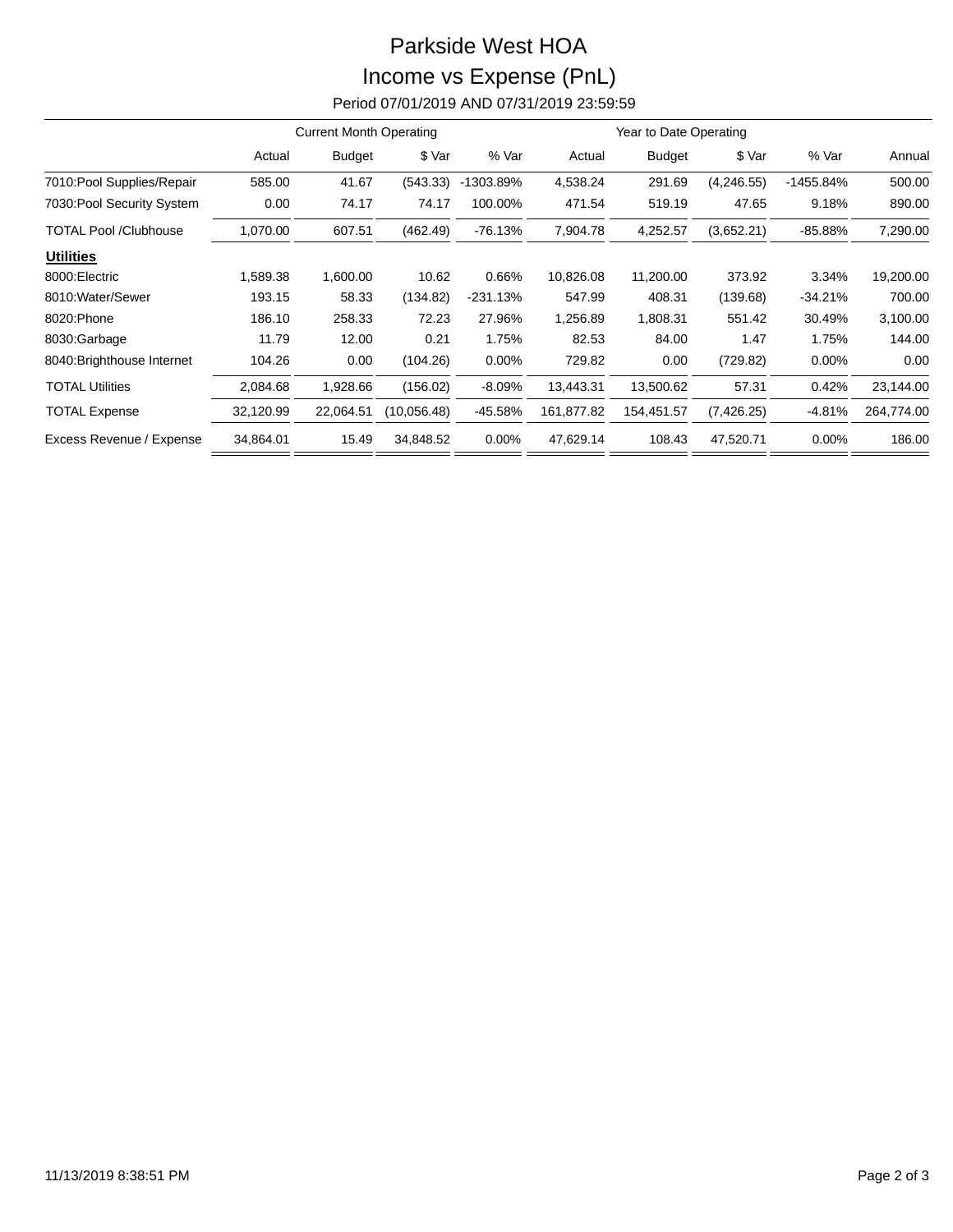# Parkside West HOA

## Income vs Expense (PnL)

Period 07/01/2019 AND 07/31/2019 23:59:59

| | Current Month Operating | | | | Year to Date Operating | | | | |
|---|---|---|---|---|---|---|---|---|---|
| | Actual | Budget | $ Var | % Var | Actual | Budget | $ Var | % Var | Annual |
| 7010:Pool Supplies/Repair | 585.00 | 41.67 | (543.33) | -1303.89% | 4,538.24 | 291.69 | (4,246.55) | -1455.84% | 500.00 |
| 7030:Pool Security System | 0.00 | 74.17 | 74.17 | 100.00% | 471.54 | 519.19 | 47.65 | 9.18% | 890.00 |
| TOTAL Pool /Clubhouse | 1,070.00 | 607.51 | (462.49) | -76.13% | 7,904.78 | 4,252.57 | (3,652.21) | -85.88% | 7,290.00 |
| **Utilities** | | | | | | | | | |
| 8000:Electric | 1,589.38 | 1,600.00 | 10.62 | 0.66% | 10,826.08 | 11,200.00 | 373.92 | 3.34% | 19,200.00 |
| 8010:Water/Sewer | 193.15 | 58.33 | (134.82) | -231.13% | 547.99 | 408.31 | (139.68) | -34.21% | 700.00 |
| 8020:Phone | 186.10 | 258.33 | 72.23 | 27.96% | 1,256.89 | 1,808.31 | 551.42 | 30.49% | 3,100.00 |
| 8030:Garbage | 11.79 | 12.00 | 0.21 | 1.75% | 82.53 | 84.00 | 1.47 | 1.75% | 144.00 |
| 8040:Brighthouse Internet | 104.26 | 0.00 | (104.26) | 0.00% | 729.82 | 0.00 | (729.82) | 0.00% | 0.00 |
| TOTAL Utilities | 2,084.68 | 1,928.66 | (156.02) | -8.09% | 13,443.31 | 13,500.62 | 57.31 | 0.42% | 23,144.00 |
| TOTAL Expense | 32,120.99 | 22,064.51 | (10,056.48) | -45.58% | 161,877.82 | 154,451.57 | (7,426.25) | -4.81% | 264,774.00 |
| Excess Revenue / Expense | 34,864.01 | 15.49 | 34,848.52 | 0.00% | 47,629.14 | 108.43 | 47,520.71 | 0.00% | 186.00 |

11/13/2019 8:38:51 PM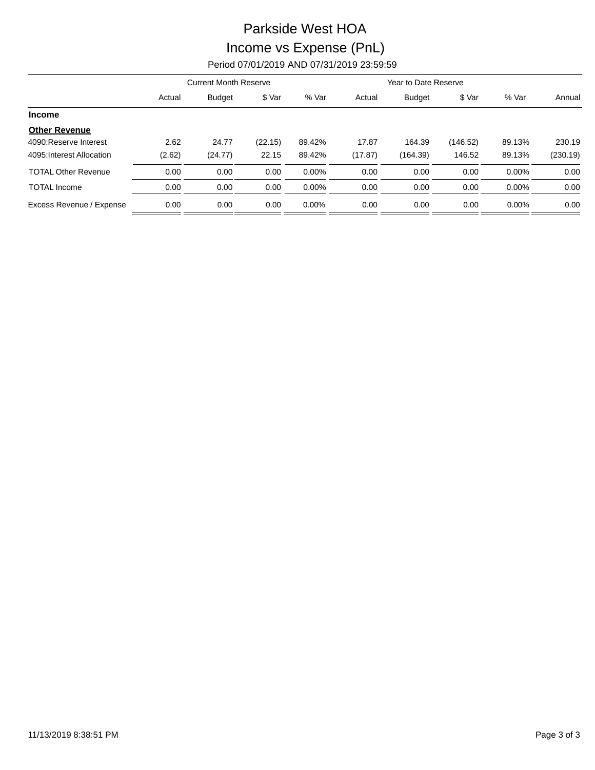# Parkside West HOA

## Income vs Expense (PnL)

Period 07/01/2019 AND 07/31/2019 23:59:59

| | Current Month Reserve | | | | Year to Date Reserve | | | | |
|---|---|---|---|---|---|---|---|---|---|
| | Actual | Budget | $ Var | % Var | Actual | Budget | $ Var | % Var | Annual |
| **Income** | | | | | | | | | |
| **Other Revenue** | | | | | | | | | |
| 4090:Reserve Interest | 2.62 | 24.77 | (22.15) | 89.42% | 17.87 | 164.39 | (146.52) | 89.13% | 230.19 |
| 4095:Interest Allocation | (2.62) | (24.77) | 22.15 | 89.42% | (17.87) | (164.39) | 146.52 | 89.13% | (230.19) |
| TOTAL Other Revenue | 0.00 | 0.00 | 0.00 | 0.00% | 0.00 | 0.00 | 0.00 | 0.00% | 0.00 |
| TOTAL Income | 0.00 | 0.00 | 0.00 | 0.00% | 0.00 | 0.00 | 0.00 | 0.00% | 0.00 |
| Excess Revenue / Expense | 0.00 | 0.00 | 0.00 | 0.00% | 0.00 | 0.00 | 0.00 | 0.00% | 0.00 |

11/13/2019 8:38:51 PM